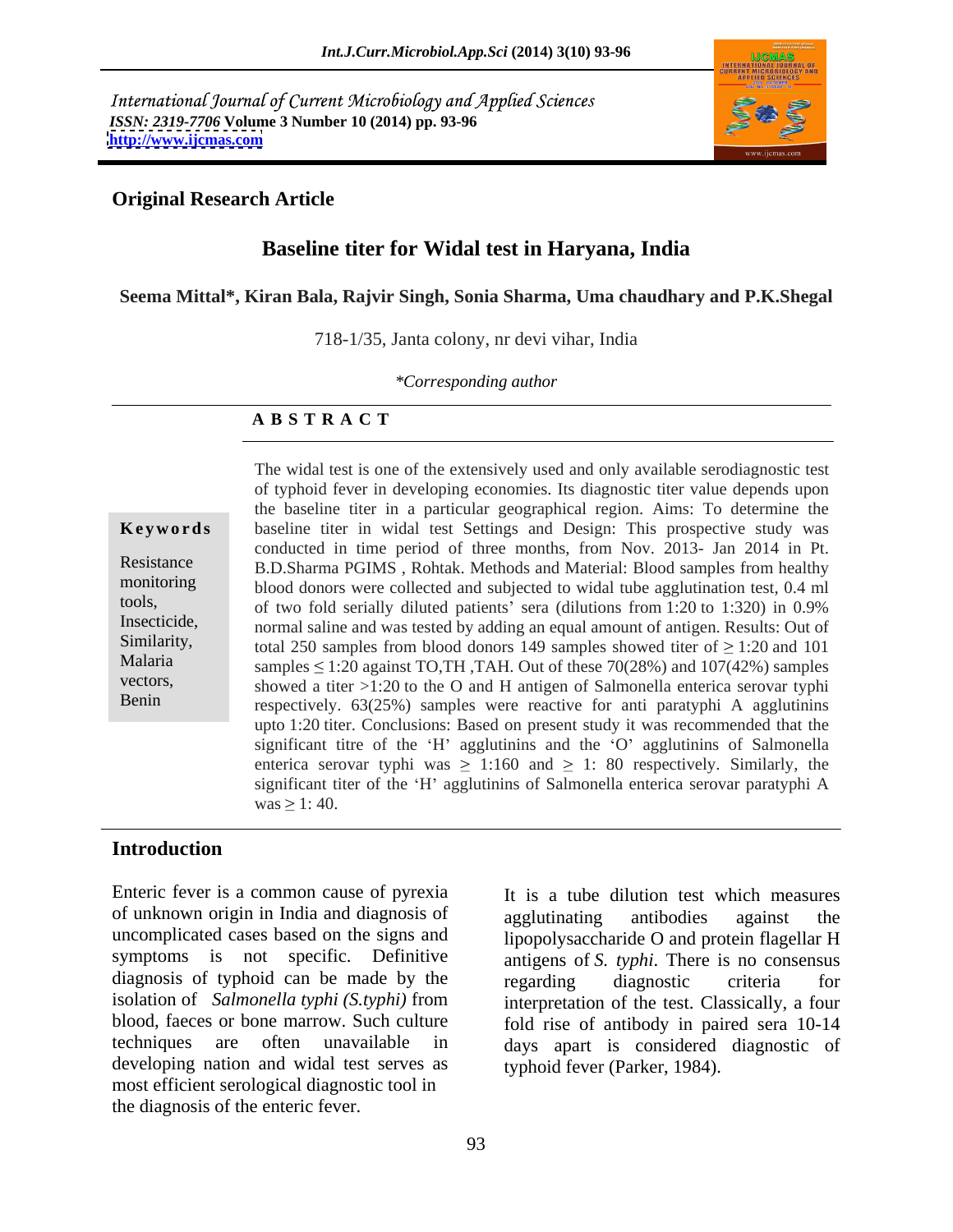International Journal of Current Microbiology and Applied Sciences
*ISSN: 2319-7706* **Volume 3 Number 10 (2014) pp. 93-96**
**http://www.ijcmas.com**

**Original Research Article**

# Baseline titer for Widal test in Haryana, India

**Seema Mittal\*, Kiran Bala, Rajvir Singh, Sonia Sharma, Uma chaudhary and P.K.Shegal**

718-1/35, Janta colony, nr devi vihar, India

*\*Corresponding author*

**A B S T R A C T**

**Keywords**

Resistance monitoring tools, Insecticide, Similarity, Malaria vectors, Benin

The widal test is one of the extensively used and only available serodiagnostic test of typhoid fever in developing economies. Its diagnostic titer value depends upon the baseline titer in a particular geographical region. Aims: To determine the baseline titer in widal test Settings and Design: This prospective study was conducted in time period of three months, from Nov. 2013- Jan 2014 in Pt. B.D.Sharma PGIMS , Rohtak. Methods and Material: Blood samples from healthy blood donors were collected and subjected to widal tube agglutination test, 0.4 ml of two fold serially diluted patients' sera (dilutions from 1:20 to 1:320) in 0.9% normal saline and was tested by adding an equal amount of antigen. Results: Out of total 250 samples from blood donors 149 samples showed titer of ≥ 1:20 and 101 samples ≤ 1:20 against TO,TH ,TAH. Out of these 70(28%) and 107(42%) samples showed a titer >1:20 to the O and H antigen of Salmonella enterica serovar typhi respectively. 63(25%) samples were reactive for anti paratyphi A agglutinins upto 1:20 titer. Conclusions: Based on present study it was recommended that the significant titre of the 'H' agglutinins and the 'O' agglutinins of Salmonella enterica serovar typhi was ≥ 1:160 and ≥ 1: 80 respectively. Similarly, the significant titer of the 'H' agglutinins of Salmonella enterica serovar paratyphi A was ≥ 1: 40.

## Introduction

Enteric fever is a common cause of pyrexia of unknown origin in India and diagnosis of uncomplicated cases based on the signs and symptoms is not specific. Definitive diagnosis of typhoid can be made by the isolation of *Salmonella typhi (S.typhi)* from blood, faeces or bone marrow. Such culture techniques are often unavailable in developing nation and widal test serves as most efficient serological diagnostic tool in the diagnosis of the enteric fever.

It is a tube dilution test which measures agglutinating antibodies against the lipopolysaccharide O and protein flagellar H antigens of *S. typhi*. There is no consensus regarding diagnostic criteria for interpretation of the test. Classically, a four fold rise of antibody in paired sera 10-14 days apart is considered diagnostic of typhoid fever (Parker, 1984).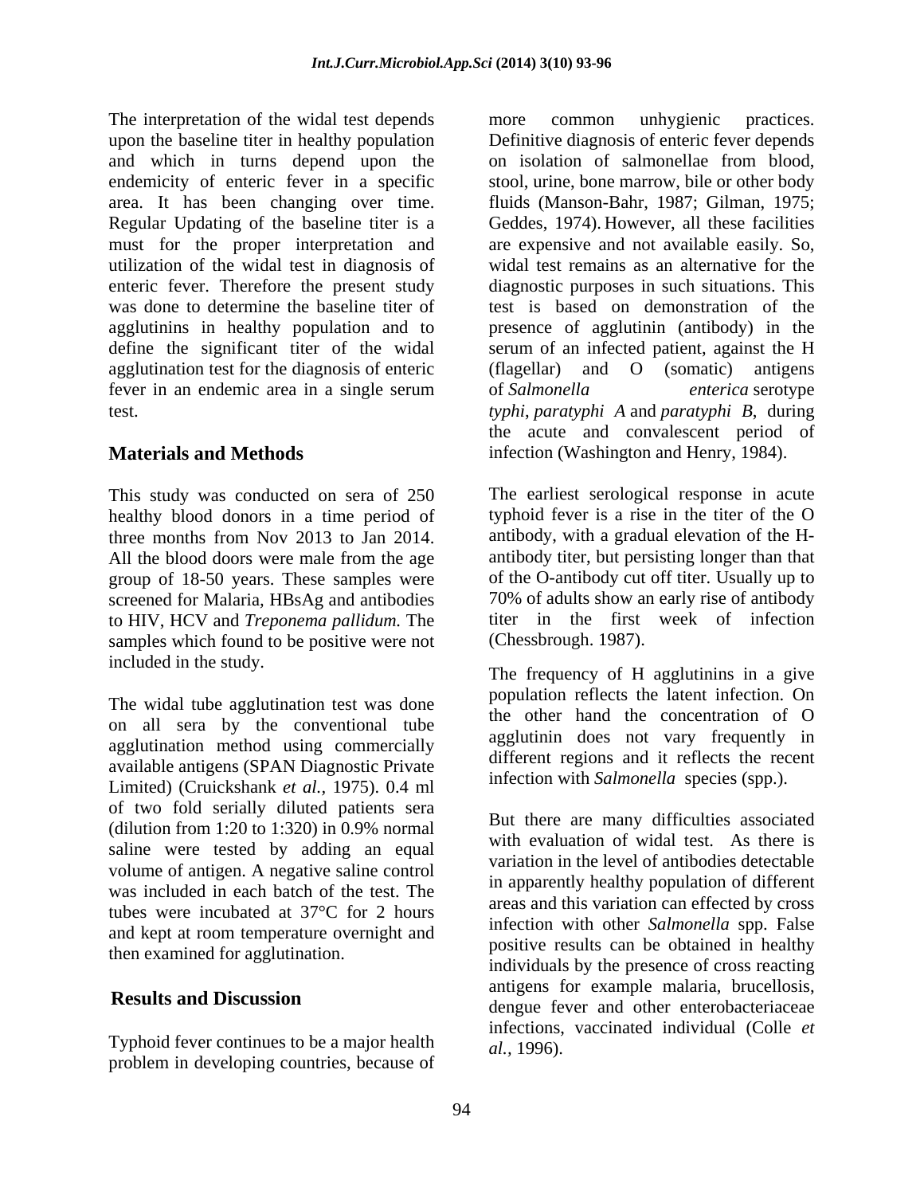The interpretation of the widal test depends upon the baseline titer in healthy population and which in turns depend upon the endemicity of enteric fever in a specific area. It has been changing over time. Regular Updating of the baseline titer is a must for the proper interpretation and utilization of the widal test in diagnosis of enteric fever. Therefore the present study was done to determine the baseline titer of agglutinins in healthy population and to define the significant titer of the widal agglutination test for the diagnosis of enteric fever in an endemic area in a single serum test.

## Materials and Methods

This study was conducted on sera of 250 healthy blood donors in a time period of three months from Nov 2013 to Jan 2014. All the blood doors were male from the age group of 18-50 years. These samples were screened for Malaria, HBsAg and antibodies to HIV, HCV and *Treponema pallidum*. The samples which found to be positive were not included in the study.

The widal tube agglutination test was done on all sera by the conventional tube agglutination method using commercially available antigens (SPAN Diagnostic Private Limited) (Cruickshank *et al.,* 1975). 0.4 ml of two fold serially diluted patients sera (dilution from 1:20 to 1:320) in 0.9% normal saline were tested by adding an equal volume of antigen. A negative saline control was included in each batch of the test. The tubes were incubated at 37°C for 2 hours and kept at room temperature overnight and then examined for agglutination.

## Results and Discussion

Typhoid fever continues to be a major health problem in developing countries, because of more common unhygienic practices. Definitive diagnosis of enteric fever depends on isolation of salmonellae from blood, stool, urine, bone marrow, bile or other body fluids (Manson-Bahr, 1987; Gilman, 1975; Geddes, 1974). However, all these facilities are expensive and not available easily. So, widal test remains as an alternative for the diagnostic purposes in such situations. This test is based on demonstration of the presence of agglutinin (antibody) in the serum of an infected patient, against the H (flagellar) and O (somatic) antigens of *Salmonella enterica* serotype *typhi*, *paratyphi A* and *paratyphi B*, during the acute and convalescent period of infection (Washington and Henry, 1984).

The earliest serological response in acute typhoid fever is a rise in the titer of the O antibody, with a gradual elevation of the H-antibody titer, but persisting longer than that of the O-antibody cut off titer. Usually up to 70% of adults show an early rise of antibody titer in the first week of infection (Chessbrough. 1987).

The frequency of H agglutinins in a give population reflects the latent infection. On the other hand the concentration of O agglutinin does not vary frequently in different regions and it reflects the recent infection with *Salmonella* species (spp.).

But there are many difficulties associated with evaluation of widal test. As there is variation in the level of antibodies detectable in apparently healthy population of different areas and this variation can effected by cross infection with other *Salmonella* spp. False positive results can be obtained in healthy individuals by the presence of cross reacting antigens for example malaria, brucellosis, dengue fever and other enterobacteriaceae infections, vaccinated individual (Colle *et al.,* 1996).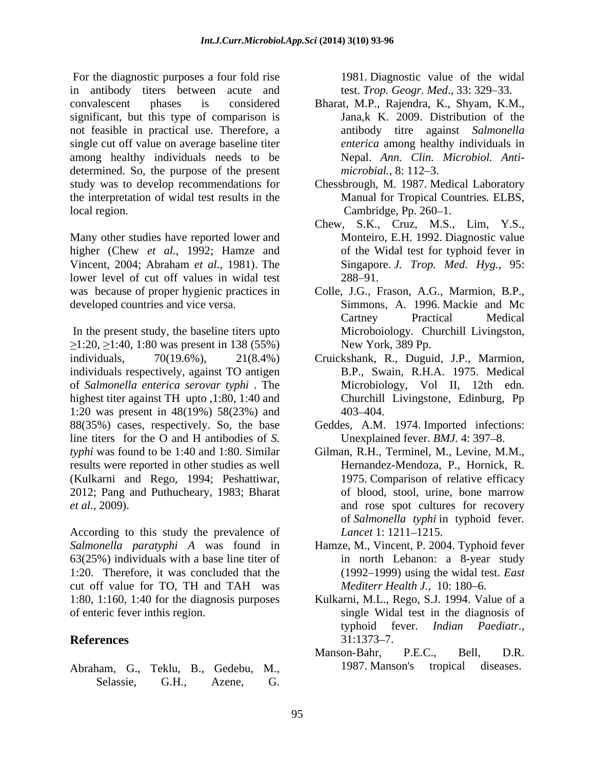For the diagnostic purposes a four fold rise in antibody titers between acute and convalescent phases is considered significant, but this type of comparison is not feasible in practical use. Therefore, a single cut off value on average baseline titer among healthy individuals needs to be determined. So, the purpose of the present study was to develop recommendations for the interpretation of widal test results in the local region.

Many other studies have reported lower and higher (Chew *et al.,* 1992; Hamze and Vincent, 2004; Abraham *et al.,* 1981). The lower level of cut off values in widal test was because of proper hygienic practices in developed countries and vice versa.

In the present study, the baseline titers upto ≥1:20, ≥1:40, 1:80 was present in 138 (55%) individuals, 70(19.6%), 21(8.4%) individuals respectively, against TO antigen of *Salmonella enterica serovar typhi* . The highest titer against TH upto ,1:80, 1:40 and 1:20 was present in 48(19%) 58(23%) and 88(35%) cases, respectively. So, the base line titers for the O and H antibodies of *S. typhi* was found to be 1:40 and 1:80. Similar results were reported in other studies as well (Kulkarni and Rego, 1994; Peshattiwar, 2012; Pang and Puthucheary, 1983; Bharat *et al.,* 2009).

According to this study the prevalence of *Salmonella paratyphi A* was found in 63(25%) individuals with a base line titer of 1:20. Therefore, it was concluded that the cut off value for TO, TH and TAH was 1:80, 1:160, 1:40 for the diagnosis purposes of enteric fever inthis region.

## References

Abraham, G., Teklu, B., Gedebu, M., Selassie, G.H., Azene, G. 1981. Diagnostic value of the widal test. *Trop. Geogr. Med*., 33: 329–33.

Bharat, M.P., Rajendra, K., Shyam, K.M., Jana,k K. 2009. Distribution of the antibody titre against *Salmonella enterica* among healthy individuals in Nepal. *Ann. Clin. Microbiol. Anti-microbial.,* 8: 112–3.

Chessbrough, M. 1987. Medical Laboratory Manual for Tropical Countries. ELBS, Cambridge, Pp. 260–1.

Chew, S.K., Cruz, M.S., Lim, Y.S., Monteiro, E.H. 1992. Diagnostic value of the Widal test for typhoid fever in Singapore. *J. Trop. Med. Hyg.,* 95: 288–91.

Colle, J.G., Frason, A.G., Marmion, B.P., Simmons, A. 1996. Mackie and Mc Cartney Practical Medical Microboiology. Churchill Livingston, New York, 389 Pp.

Cruickshank, R., Duguid, J.P., Marmion, B.P., Swain, R.H.A. 1975. Medical Microbiology, Vol II, 12th edn. Churchill Livingstone, Edinburg, Pp 403–404.

Geddes, A.M. 1974. Imported infections: Unexplained fever. *BMJ*. 4: 397–8.

Gilman, R.H., Terminel, M., Levine, M.M., Hernandez-Mendoza, P., Hornick, R. 1975. Comparison of relative efficacy of blood, stool, urine, bone marrow and rose spot cultures for recovery of *Salmonella typhi* in typhoid fever. *Lancet* 1: 1211–1215.

Hamze, M., Vincent, P. 2004. Typhoid fever in north Lebanon: a 8-year study (1992–1999) using the widal test. *East Mediterr Health J.,* 10: 180–6.

Kulkarni, M.L., Rego, S.J. 1994. Value of a single Widal test in the diagnosis of typhoid fever. *Indian Paediatr.,* 31:1373–7.

Manson-Bahr, P.E.C., Bell, D.R. 1987. Manson's tropical diseases.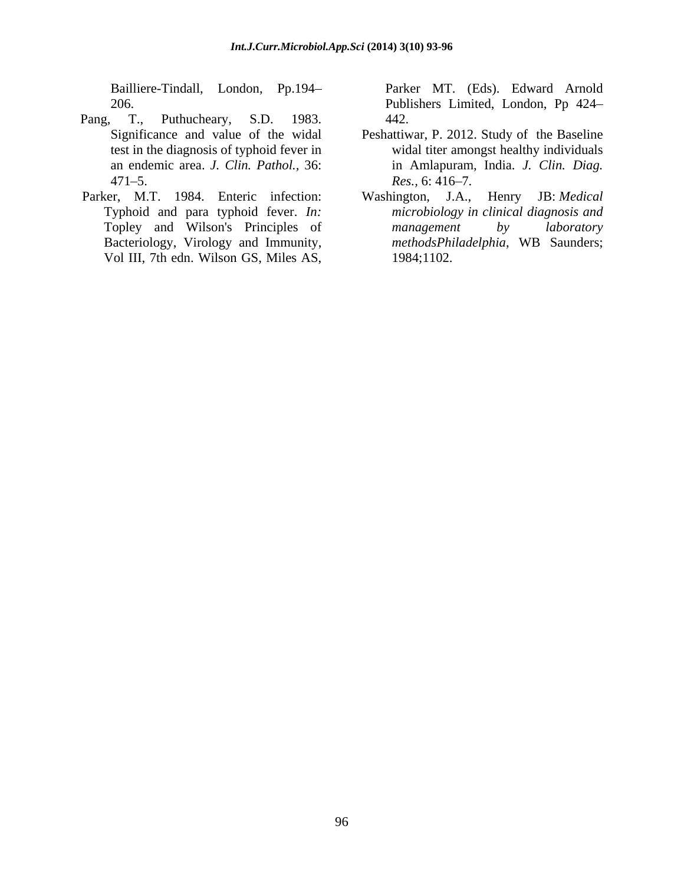Bailliere-Tindall, London, Pp.194–206.

Pang, T., Puthucheary, S.D. 1983. Significance and value of the widal test in the diagnosis of typhoid fever in an endemic area. *J. Clin. Pathol.,* 36: 471–5.

Parker, M.T. 1984. Enteric infection: Typhoid and para typhoid fever. *In:* Topley and Wilson's Principles of Bacteriology, Virology and Immunity, Vol III, 7th edn. Wilson GS, Miles AS, Parker MT. (Eds). Edward Arnold Publishers Limited, London, Pp 424–442.

Peshattiwar, P. 2012. Study of the Baseline widal titer amongst healthy individuals in Amlapuram, India. *J. Clin. Diag. Res.,* 6: 416–7.

Washington, J.A., Henry JB: *Medical microbiology in clinical diagnosis and management by laboratory methodsPhiladelphia*, WB Saunders; 1984;1102.